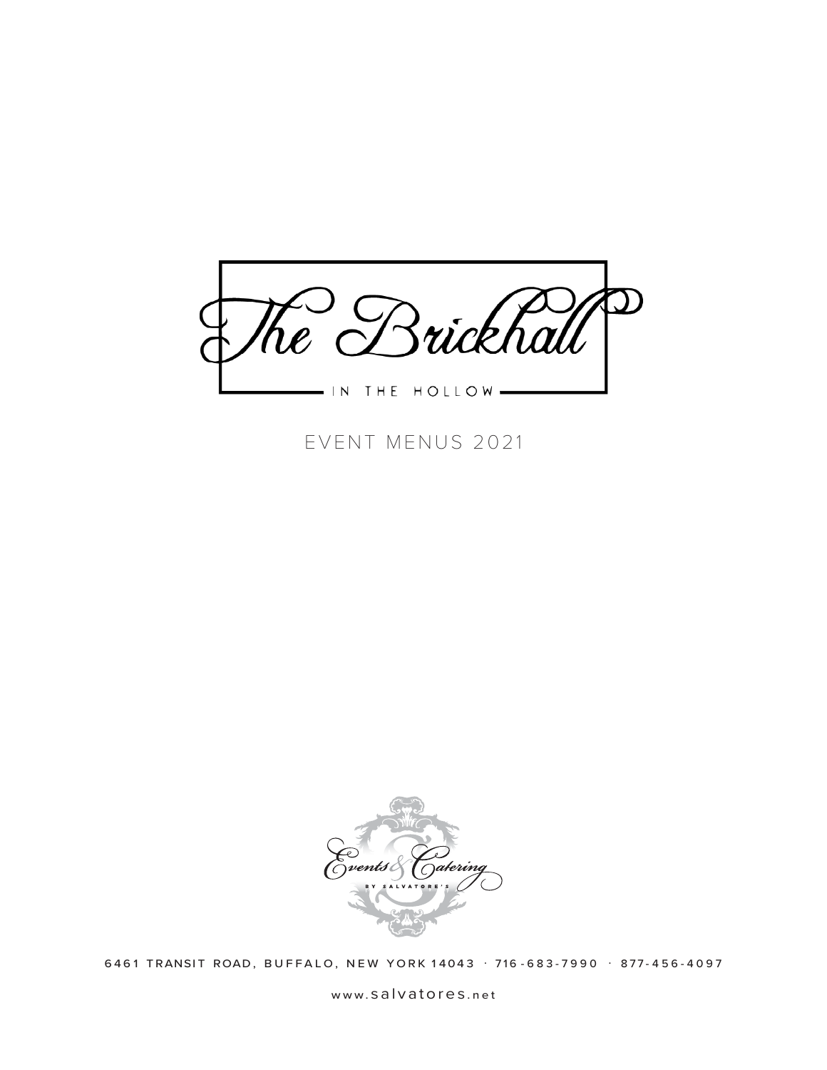# The Brickhall

IN THE HOLLOW

EVENT MENUS 2021

Events & Catering

BY SALVATORE'S

6461 TRANSIT ROAD, BUFFALO, NEW YORK 14043 · 716-683-7990 · 877-456-4097

www.salvatores.net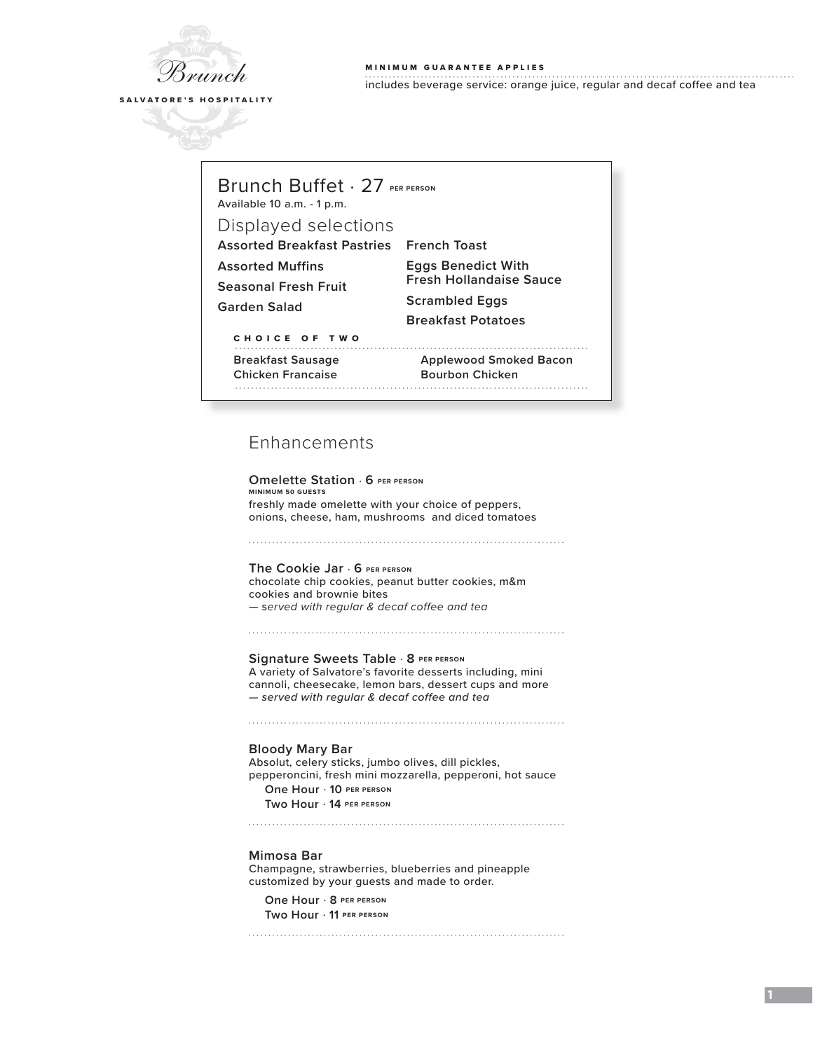# Brunch

SALVATORE'S HOSPITALITY

**MINIMUM GUARANTEE APPLIES**

includes beverage service: orange juice, regular and decaf coffee and tea

## Brunch Buffet · 27 PER PERSON

Available 10 a.m. - 1 p.m.

### Displayed selections

**Assorted Breakfast Pastries**

**Assorted Muffins**

**Seasonal Fresh Fruit**

**Garden Salad**

**French Toast**

**Eggs Benedict With Fresh Hollandaise Sauce**

**Scrambled Eggs**

**Breakfast Potatoes**

**CHOICE OF TWO**

- Breakfast Sausage
- Chicken Francaise
- Applewood Smoked Bacon
- Bourbon Chicken

## Enhancements

**Omelette Station** · **6** PER PERSON
MINIMUM 50 GUESTS
freshly made omelette with your choice of peppers, onions, cheese, ham, mushrooms and diced tomatoes

**The Cookie Jar** · **6** PER PERSON
chocolate chip cookies, peanut butter cookies, m&m cookies and brownie bites
*— served with regular & decaf coffee and tea*

**Signature Sweets Table** · **8** PER PERSON
A variety of Salvatore's favorite desserts including, mini cannoli, cheesecake, lemon bars, dessert cups and more
*— served with regular & decaf coffee and tea*

**Bloody Mary Bar**
Absolut, celery sticks, jumbo olives, dill pickles, pepperoncini, fresh mini mozzarella, pepperoni, hot sauce

- One Hour · **10** PER PERSON
- Two Hour · **14** PER PERSON

**Mimosa Bar**
Champagne, strawberries, blueberries and pineapple customized by your guests and made to order.

- One Hour · **8** PER PERSON
- Two Hour · **11** PER PERSON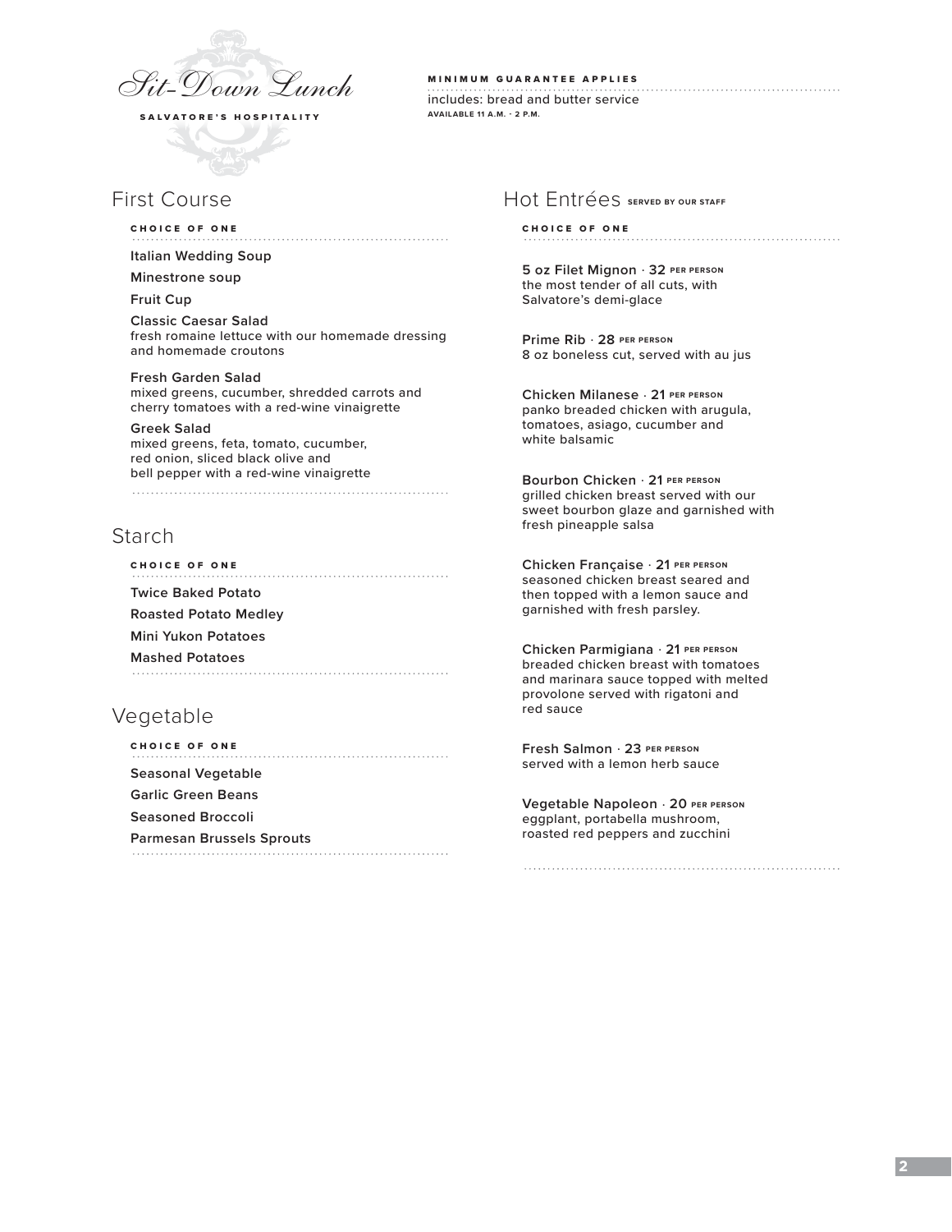# *Sit-Down Lunch*

**SALVATORE'S HOSPITALITY**

**MINIMUM GUARANTEE APPLIES**

includes: bread and butter service

**AVAILABLE 11 A.M. - 2 P.M.**

## First Course

**CHOICE OF ONE**

**Italian Wedding Soup**

**Minestrone soup**

**Fruit Cup**

**Classic Caesar Salad**
fresh romaine lettuce with our homemade dressing and homemade croutons

**Fresh Garden Salad**
mixed greens, cucumber, shredded carrots and cherry tomatoes with a red-wine vinaigrette

**Greek Salad**
mixed greens, feta, tomato, cucumber, red onion, sliced black olive and bell pepper with a red-wine vinaigrette

## Starch

**CHOICE OF ONE**

**Twice Baked Potato**

**Roasted Potato Medley**

**Mini Yukon Potatoes**

**Mashed Potatoes**

## Vegetable

**CHOICE OF ONE**

**Seasonal Vegetable**

**Garlic Green Beans**

**Seasoned Broccoli**

**Parmesan Brussels Sprouts**

## Hot Entrées SERVED BY OUR STAFF

**CHOICE OF ONE**

**5 oz Filet Mignon · 32 PER PERSON**
the most tender of all cuts, with Salvatore's demi-glace

**Prime Rib · 28 PER PERSON**
8 oz boneless cut, served with au jus

**Chicken Milanese · 21 PER PERSON**
panko breaded chicken with arugula, tomatoes, asiago, cucumber and white balsamic

**Bourbon Chicken · 21 PER PERSON**
grilled chicken breast served with our sweet bourbon glaze and garnished with fresh pineapple salsa

**Chicken Française · 21 PER PERSON**
seasoned chicken breast seared and then topped with a lemon sauce and garnished with fresh parsley.

**Chicken Parmigiana · 21 PER PERSON**
breaded chicken breast with tomatoes and marinara sauce topped with melted provolone served with rigatoni and red sauce

**Fresh Salmon · 23 PER PERSON**
served with a lemon herb sauce

**Vegetable Napoleon · 20 PER PERSON**
eggplant, portabella mushroom, roasted red peppers and zucchini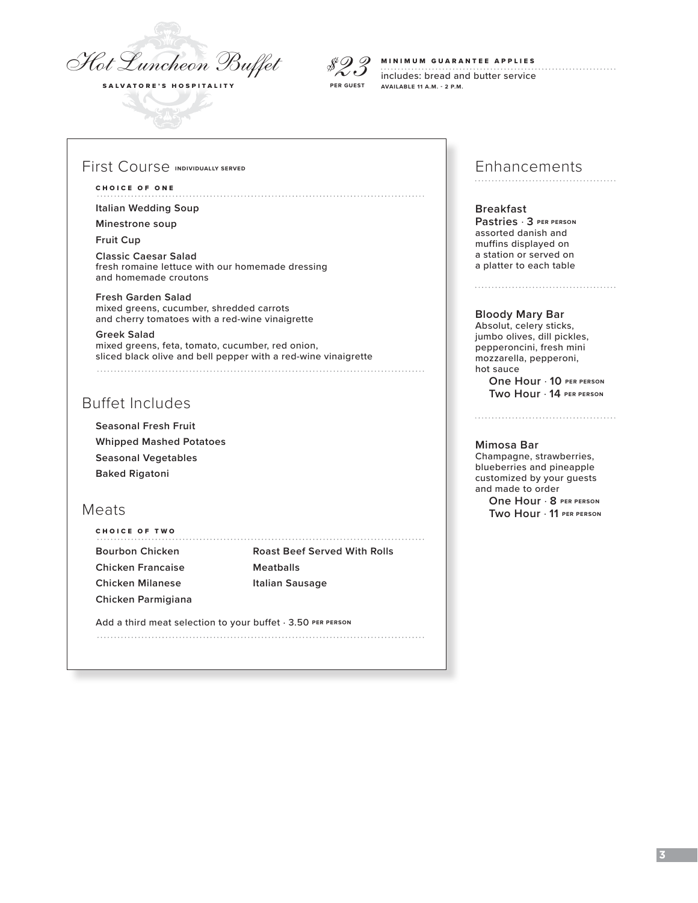# Hot Luncheon Buffet

**SALVATORE'S HOSPITALITY**

*$23* PER GUEST

**MINIMUM GUARANTEE APPLIES**

includes: bread and butter service

**AVAILABLE 11 A.M. - 2 P.M.**

## First Course INDIVIDUALLY SERVED

**CHOICE OF ONE**

**Italian Wedding Soup**

**Minestrone soup**

**Fruit Cup**

**Classic Caesar Salad**
fresh romaine lettuce with our homemade dressing and homemade croutons

**Fresh Garden Salad**
mixed greens, cucumber, shredded carrots and cherry tomatoes with a red-wine vinaigrette

**Greek Salad**
mixed greens, feta, tomato, cucumber, red onion, sliced black olive and bell pepper with a red-wine vinaigrette

## Buffet Includes

**Seasonal Fresh Fruit**

**Whipped Mashed Potatoes**

**Seasonal Vegetables**

**Baked Rigatoni**

## Meats

**CHOICE OF TWO**

**Bourbon Chicken**

**Chicken Francaise**

**Chicken Milanese**

**Chicken Parmigiana**

**Roast Beef Served With Rolls**

**Meatballs**

**Italian Sausage**

Add a third meat selection to your buffet · 3.50 PER PERSON

## Enhancements

**Breakfast Pastries · 3** PER PERSON
assorted danish and muffins displayed on a station or served on a platter to each table

**Bloody Mary Bar**
Absolut, celery sticks, jumbo olives, dill pickles, pepperoncini, fresh mini mozzarella, pepperoni, hot sauce

**One Hour · 10** PER PERSON
**Two Hour · 14** PER PERSON

**Mimosa Bar**
Champagne, strawberries, blueberries and pineapple customized by your guests and made to order

**One Hour · 8** PER PERSON
**Two Hour · 11** PER PERSON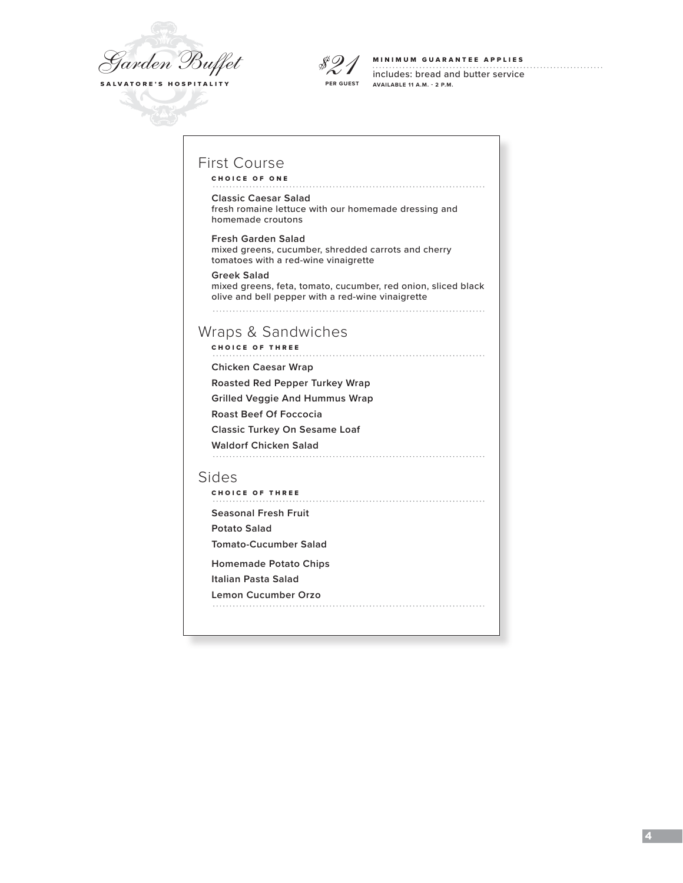# Garden Buffet

**SALVATORE'S HOSPITALITY**

**$21** PER GUEST

**MINIMUM GUARANTEE APPLIES**

includes: bread and butter service

AVAILABLE 11 A.M. - 2 P.M.

## First Course

**CHOICE OF ONE**

**Classic Caesar Salad**
fresh romaine lettuce with our homemade dressing and homemade croutons

**Fresh Garden Salad**
mixed greens, cucumber, shredded carrots and cherry tomatoes with a red-wine vinaigrette

**Greek Salad**
mixed greens, feta, tomato, cucumber, red onion, sliced black olive and bell pepper with a red-wine vinaigrette

## Wraps & Sandwiches

**CHOICE OF THREE**

**Chicken Caesar Wrap**

**Roasted Red Pepper Turkey Wrap**

**Grilled Veggie And Hummus Wrap**

**Roast Beef Of Foccocia**

**Classic Turkey On Sesame Loaf**

**Waldorf Chicken Salad**

## Sides

**CHOICE OF THREE**

**Seasonal Fresh Fruit**

**Potato Salad**

**Tomato-Cucumber Salad**

**Homemade Potato Chips**

**Italian Pasta Salad**

**Lemon Cucumber Orzo**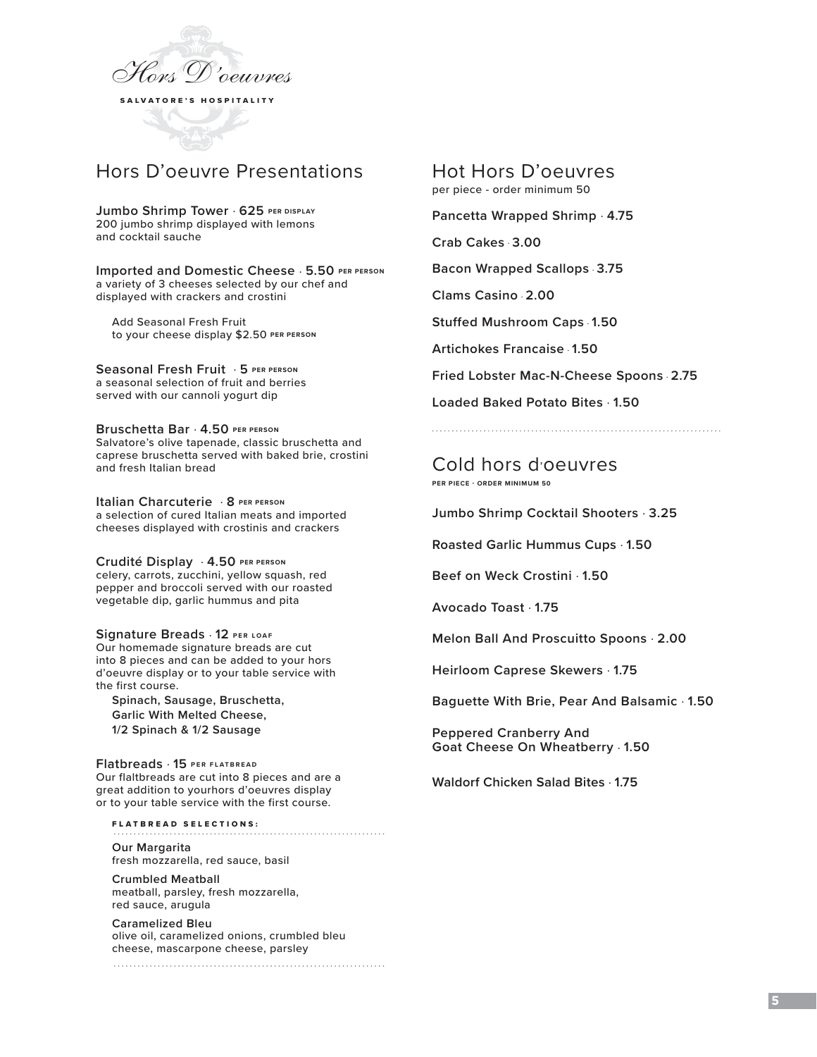# Hors D'oeuvres

**SALVATORE'S HOSPITALITY**

## Hors D'oeuvre Presentations

**Jumbo Shrimp Tower · 625** PER DISPLAY
200 jumbo shrimp displayed with lemons and cocktail sauche

**Imported and Domestic Cheese · 5.50** PER PERSON
a variety of 3 cheeses selected by our chef and displayed with crackers and crostini

Add Seasonal Fresh Fruit to your cheese display $2.50 PER PERSON

**Seasonal Fresh Fruit · 5** PER PERSON
a seasonal selection of fruit and berries served with our cannoli yogurt dip

**Bruschetta Bar · 4.50** PER PERSON
Salvatore's olive tapenade, classic bruschetta and caprese bruschetta served with baked brie, crostini and fresh Italian bread

**Italian Charcuterie · 8** PER PERSON
a selection of cured Italian meats and imported cheeses displayed with crostinis and crackers

**Crudité Display · 4.50** PER PERSON
celery, carrots, zucchini, yellow squash, red pepper and broccoli served with our roasted vegetable dip, garlic hummus and pita

**Signature Breads · 12** PER LOAF
Our homemade signature breads are cut into 8 pieces and can be added to your hors d'oeuvre display or to your table service with the first course.

**Spinach, Sausage, Bruschetta, Garlic With Melted Cheese, 1/2 Spinach & 1/2 Sausage**

**Flatbreads · 15** PER FLATBREAD
Our flaltbreads are cut into 8 pieces and are a great addition to yourhors d'oeuvres display or to your table service with the first course.

**FLATBREAD SELECTIONS:**

**Our Margarita**
fresh mozzarella, red sauce, basil

**Crumbled Meatball**
meatball, parsley, fresh mozzarella, red sauce, arugula

**Caramelized Bleu**
olive oil, caramelized onions, crumbled bleu cheese, mascarpone cheese, parsley

## Hot Hors D'oeuvres

per piece - order minimum 50

**Pancetta Wrapped Shrimp · 4.75**

**Crab Cakes · 3.00**

**Bacon Wrapped Scallops · 3.75**

**Clams Casino · 2.00**

**Stuffed Mushroom Caps · 1.50**

**Artichokes Francaise · 1.50**

**Fried Lobster Mac-N-Cheese Spoons · 2.75**

**Loaded Baked Potato Bites · 1.50**

## Cold hors d'oeuvres

PER PIECE · ORDER MINIMUM 50

**Jumbo Shrimp Cocktail Shooters · 3.25**

**Roasted Garlic Hummus Cups · 1.50**

**Beef on Weck Crostini · 1.50**

**Avocado Toast · 1.75**

**Melon Ball And Proscuitto Spoons · 2.00**

**Heirloom Caprese Skewers · 1.75**

**Baguette With Brie, Pear And Balsamic · 1.50**

**Peppered Cranberry And Goat Cheese On Wheatberry · 1.50**

**Waldorf Chicken Salad Bites · 1.75**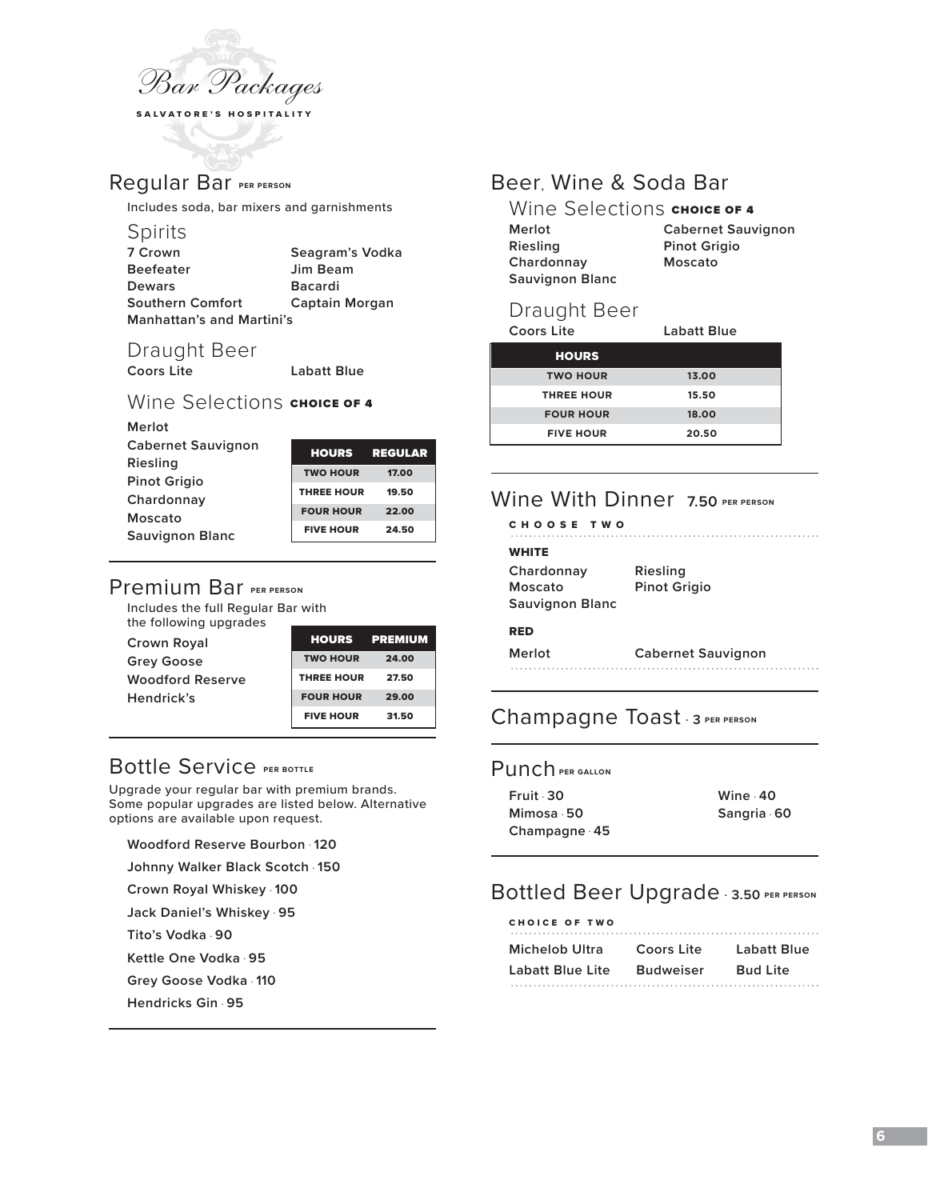# Bar Packages

SALVATORE'S HOSPITALITY

## Regular Bar PER PERSON

Includes soda, bar mixers and garnishments

### Spirits

**7 Crown**
**Seagram's Vodka**
**Beefeater**
**Jim Beam**
**Dewars**
**Bacardi**
**Southern Comfort**
**Captain Morgan**
**Manhattan's and Martini's**

### Draught Beer

**Coors Lite**
**Labatt Blue**

### Wine Selections CHOICE OF 4

**Merlot**
**Cabernet Sauvignon**
**Riesling**
**Pinot Grigio**
**Chardonnay**
**Moscato**
**Sauvignon Blanc**

| HOURS | REGULAR |
|---|---|
| TWO HOUR | 17.00 |
| THREE HOUR | 19.50 |
| FOUR HOUR | 22.00 |
| FIVE HOUR | 24.50 |

## Premium Bar PER PERSON

Includes the full Regular Bar with the following upgrades

**Crown Royal**
**Grey Goose**
**Woodford Reserve**
**Hendrick's**

| HOURS | PREMIUM |
|---|---|
| TWO HOUR | 24.00 |
| THREE HOUR | 27.50 |
| FOUR HOUR | 29.00 |
| FIVE HOUR | 31.50 |

## Bottle Service PER BOTTLE

Upgrade your regular bar with premium brands. Some popular upgrades are listed below. Alternative options are available upon request.

**Woodford Reserve Bourbon · 120**
**Johnny Walker Black Scotch · 150**
**Crown Royal Whiskey · 100**
**Jack Daniel's Whiskey · 95**
**Tito's Vodka · 90**
**Kettle One Vodka · 95**
**Grey Goose Vodka · 110**
**Hendricks Gin · 95**

## Beer, Wine & Soda Bar

### Wine Selections CHOICE OF 4

**Merlot**
**Cabernet Sauvignon**
**Riesling**
**Pinot Grigio**
**Chardonnay**
**Moscato**
**Sauvignon Blanc**

### Draught Beer

**Coors Lite**
**Labatt Blue**

| HOURS | |
|---|---|
| TWO HOUR | 13.00 |
| THREE HOUR | 15.50 |
| FOUR HOUR | 18.00 |
| FIVE HOUR | 20.50 |

## Wine With Dinner 7.50 PER PERSON

CHOOSE TWO

**WHITE**

**Chardonnay**
**Riesling**
**Moscato**
**Pinot Grigio**
**Sauvignon Blanc**

**RED**

**Merlot**
**Cabernet Sauvignon**

## Champagne Toast · 3 PER PERSON

## Punch PER GALLON

**Fruit · 30**
**Wine · 40**
**Mimosa · 50**
**Sangria · 60**
**Champagne · 45**

## Bottled Beer Upgrade · 3.50 PER PERSON

CHOICE OF TWO

**Michelob Ultra**
**Coors Lite**
**Labatt Blue**
**Labatt Blue Lite**
**Budweiser**
**Bud Lite**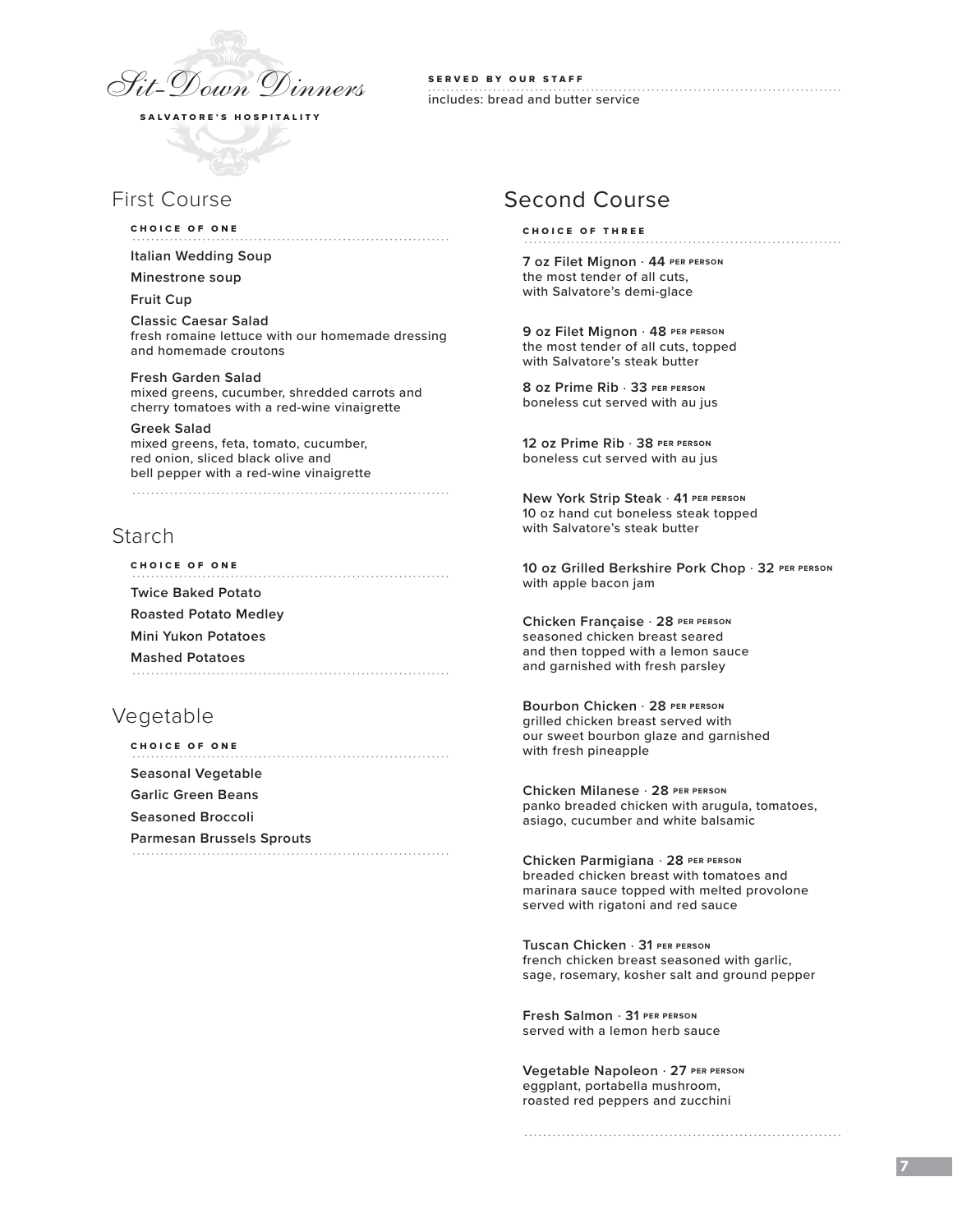# Sit-Down Dinners

**SALVATORE'S HOSPITALITY**

**SERVED BY OUR STAFF**

includes: bread and butter service

## First Course

**CHOICE OF ONE**

**Italian Wedding Soup**

**Minestrone soup**

**Fruit Cup**

**Classic Caesar Salad**
fresh romaine lettuce with our homemade dressing and homemade croutons

**Fresh Garden Salad**
mixed greens, cucumber, shredded carrots and cherry tomatoes with a red-wine vinaigrette

**Greek Salad**
mixed greens, feta, tomato, cucumber, red onion, sliced black olive and bell pepper with a red-wine vinaigrette

## Starch

**CHOICE OF ONE**

**Twice Baked Potato**

**Roasted Potato Medley**

**Mini Yukon Potatoes**

**Mashed Potatoes**

## Vegetable

**CHOICE OF ONE**

**Seasonal Vegetable**

**Garlic Green Beans**

**Seasoned Broccoli**

**Parmesan Brussels Sprouts**

## Second Course

**CHOICE OF THREE**

**7 oz Filet Mignon · 44 PER PERSON**
the most tender of all cuts, with Salvatore's demi-glace

**9 oz Filet Mignon · 48 PER PERSON**
the most tender of all cuts, topped with Salvatore's steak butter

**8 oz Prime Rib · 33 PER PERSON**
boneless cut served with au jus

**12 oz Prime Rib · 38 PER PERSON**
boneless cut served with au jus

**New York Strip Steak · 41 PER PERSON**
10 oz hand cut boneless steak topped with Salvatore's steak butter

**10 oz Grilled Berkshire Pork Chop · 32 PER PERSON**
with apple bacon jam

**Chicken Française · 28 PER PERSON**
seasoned chicken breast seared and then topped with a lemon sauce and garnished with fresh parsley

**Bourbon Chicken · 28 PER PERSON**
grilled chicken breast served with our sweet bourbon glaze and garnished with fresh pineapple

**Chicken Milanese · 28 PER PERSON**
panko breaded chicken with arugula, tomatoes, asiago, cucumber and white balsamic

**Chicken Parmigiana · 28 PER PERSON**
breaded chicken breast with tomatoes and marinara sauce topped with melted provolone served with rigatoni and red sauce

**Tuscan Chicken · 31 PER PERSON**
french chicken breast seasoned with garlic, sage, rosemary, kosher salt and ground pepper

**Fresh Salmon · 31 PER PERSON**
served with a lemon herb sauce

**Vegetable Napoleon · 27 PER PERSON**
eggplant, portabella mushroom, roasted red peppers and zucchini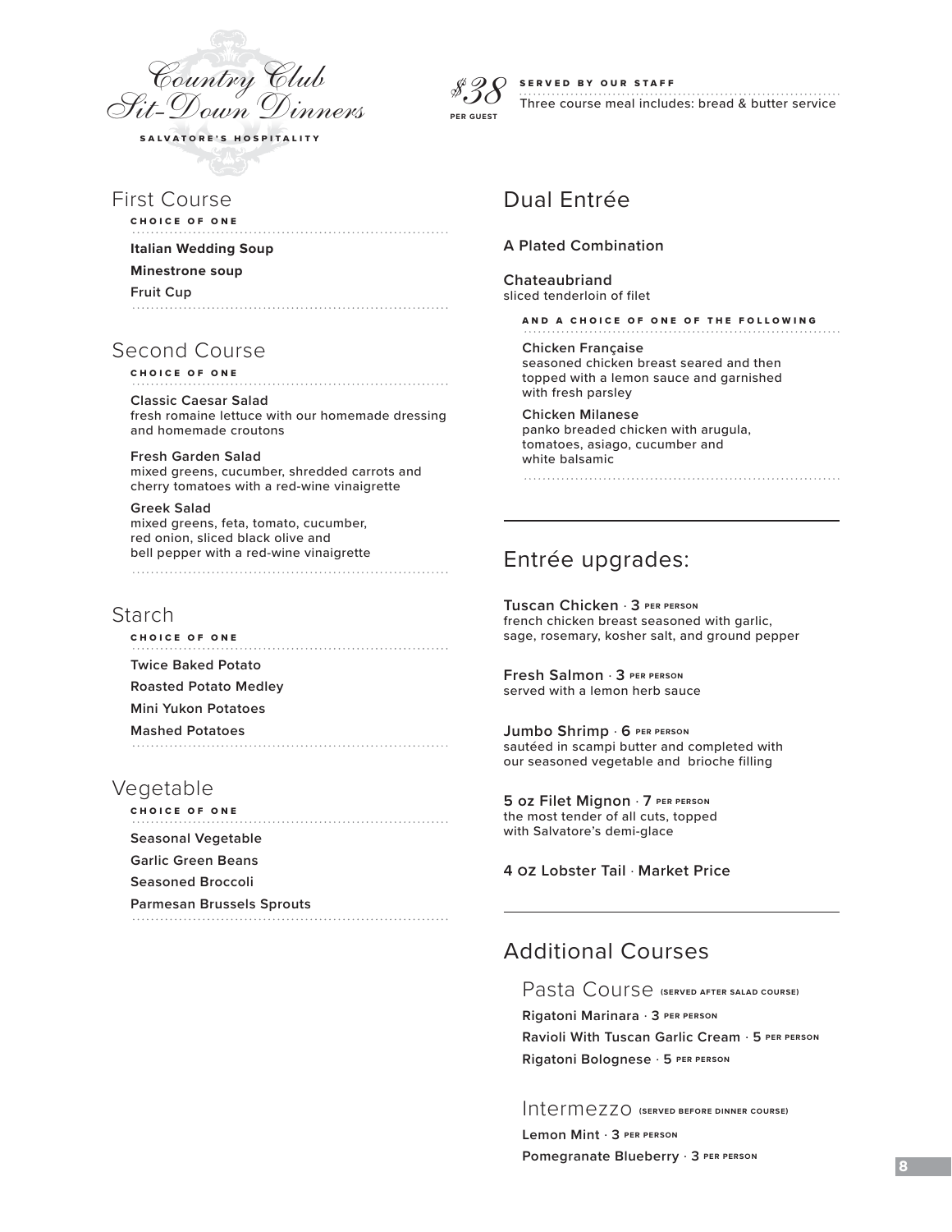# Country Club Sit-Down Dinners

SALVATORE'S HOSPITALITY

**$38** PER GUEST

**SERVED BY OUR STAFF**

Three course meal includes: bread & butter service

## First Course

**CHOICE OF ONE**

**Italian Wedding Soup**

**Minestrone soup**

**Fruit Cup**

## Second Course

**CHOICE OF ONE**

**Classic Caesar Salad**
fresh romaine lettuce with our homemade dressing and homemade croutons

**Fresh Garden Salad**
mixed greens, cucumber, shredded carrots and cherry tomatoes with a red-wine vinaigrette

**Greek Salad**
mixed greens, feta, tomato, cucumber, red onion, sliced black olive and bell pepper with a red-wine vinaigrette

## Starch

**CHOICE OF ONE**

**Twice Baked Potato**

**Roasted Potato Medley**

**Mini Yukon Potatoes**

**Mashed Potatoes**

## Vegetable

**CHOICE OF ONE**

**Seasonal Vegetable**

**Garlic Green Beans**

**Seasoned Broccoli**

**Parmesan Brussels Sprouts**

## Dual Entrée

**A Plated Combination**

**Chateaubriand**
sliced tenderloin of filet

**AND A CHOICE OF ONE OF THE FOLLOWING**

**Chicken Française**
seasoned chicken breast seared and then topped with a lemon sauce and garnished with fresh parsley

**Chicken Milanese**
panko breaded chicken with arugula, tomatoes, asiago, cucumber and white balsamic

## Entrée upgrades:

**Tuscan Chicken · 3 PER PERSON**
french chicken breast seasoned with garlic, sage, rosemary, kosher salt, and ground pepper

**Fresh Salmon · 3 PER PERSON**
served with a lemon herb sauce

**Jumbo Shrimp · 6 PER PERSON**
sautéed in scampi butter and completed with our seasoned vegetable and brioche filling

**5 oz Filet Mignon · 7 PER PERSON**
the most tender of all cuts, topped with Salvatore's demi-glace

**4 OZ Lobster Tail · Market Price**

## Additional Courses

### Pasta Course (SERVED AFTER SALAD COURSE)

**Rigatoni Marinara · 3 PER PERSON**

**Ravioli With Tuscan Garlic Cream · 5 PER PERSON**

**Rigatoni Bolognese · 5 PER PERSON**

### Intermezzo (SERVED BEFORE DINNER COURSE)

**Lemon Mint · 3 PER PERSON**

**Pomegranate Blueberry · 3 PER PERSON**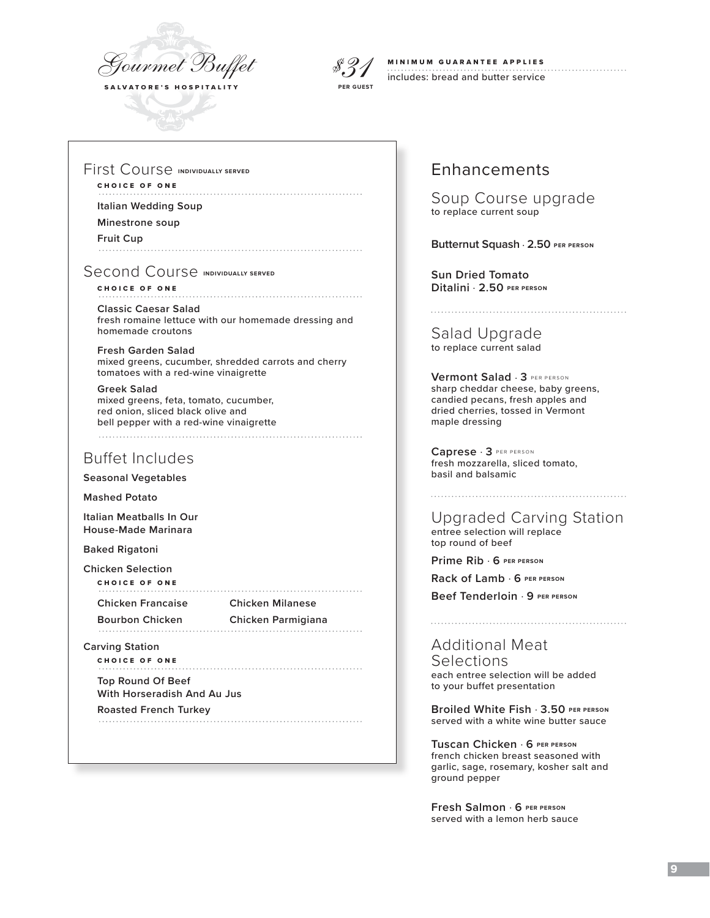# Gourmet Buffet

**SALVATORE'S HOSPITALITY**

$31 PER GUEST

**MINIMUM GUARANTEE APPLIES**

includes: bread and butter service

## First Course INDIVIDUALLY SERVED

**CHOICE OF ONE**

**Italian Wedding Soup**

**Minestrone soup**

**Fruit Cup**

## Second Course INDIVIDUALLY SERVED

**CHOICE OF ONE**

**Classic Caesar Salad**
fresh romaine lettuce with our homemade dressing and homemade croutons

**Fresh Garden Salad**
mixed greens, cucumber, shredded carrots and cherry tomatoes with a red-wine vinaigrette

**Greek Salad**
mixed greens, feta, tomato, cucumber, red onion, sliced black olive and bell pepper with a red-wine vinaigrette

## Buffet Includes

**Seasonal Vegetables**

**Mashed Potato**

**Italian Meatballs In Our House-Made Marinara**

**Baked Rigatoni**

**Chicken Selection**

**CHOICE OF ONE**

- Chicken Francaise
- Chicken Milanese
- Bourbon Chicken
- Chicken Parmigiana

**Carving Station**

**CHOICE OF ONE**

- Top Round Of Beef With Horseradish And Au Jus
- Roasted French Turkey

## Enhancements

### Soup Course upgrade
to replace current soup

**Butternut Squash** · **2.50** PER PERSON

**Sun Dried Tomato Ditalini** · **2.50** PER PERSON

### Salad Upgrade
to replace current salad

**Vermont Salad** · **3** PER PERSON
sharp cheddar cheese, baby greens, candied pecans, fresh apples and dried cherries, tossed in Vermont maple dressing

**Caprese** · **3** PER PERSON
fresh mozzarella, sliced tomato, basil and balsamic

### Upgraded Carving Station
entree selection will replace top round of beef

**Prime Rib** · **6** PER PERSON

**Rack of Lamb** · **6** PER PERSON

**Beef Tenderloin** · **9** PER PERSON

### Additional Meat Selections
each entree selection will be added to your buffet presentation

**Broiled White Fish** · **3.50** PER PERSON
served with a white wine butter sauce

**Tuscan Chicken** · **6** PER PERSON
french chicken breast seasoned with garlic, sage, rosemary, kosher salt and ground pepper

**Fresh Salmon** · **6** PER PERSON
served with a lemon herb sauce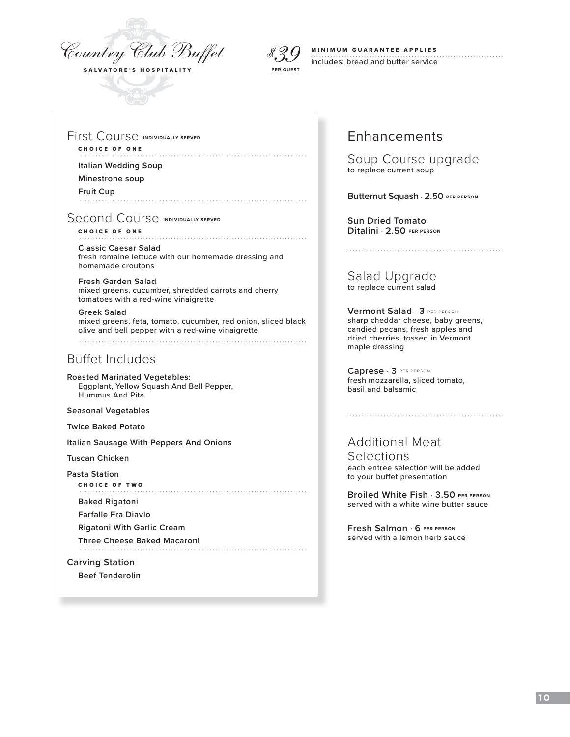# Country Club Buffet

**SALVATORE'S HOSPITALITY**

**$39** PER GUEST

**MINIMUM GUARANTEE APPLIES**

includes: bread and butter service

## First Course INDIVIDUALLY SERVED

**CHOICE OF ONE**

**Italian Wedding Soup**

**Minestrone soup**

**Fruit Cup**

## Second Course INDIVIDUALLY SERVED

**CHOICE OF ONE**

**Classic Caesar Salad**
fresh romaine lettuce with our homemade dressing and homemade croutons

**Fresh Garden Salad**
mixed greens, cucumber, shredded carrots and cherry tomatoes with a red-wine vinaigrette

**Greek Salad**
mixed greens, feta, tomato, cucumber, red onion, sliced black olive and bell pepper with a red-wine vinaigrette

## Buffet Includes

**Roasted Marinated Vegetables:**
Eggplant, Yellow Squash And Bell Pepper, Hummus And Pita

**Seasonal Vegetables**

**Twice Baked Potato**

**Italian Sausage With Peppers And Onions**

**Tuscan Chicken**

**Pasta Station**

**CHOICE OF TWO**

**Baked Rigatoni**

**Farfalle Fra Diavlo**

**Rigatoni With Garlic Cream**

**Three Cheese Baked Macaroni**

**Carving Station**

**Beef Tenderolin**

## Enhancements

### Soup Course upgrade
to replace current soup

**Butternut Squash · 2.50** PER PERSON

**Sun Dried Tomato Ditalini · 2.50** PER PERSON

### Salad Upgrade
to replace current salad

**Vermont Salad · 3** PER PERSON
sharp cheddar cheese, baby greens, candied pecans, fresh apples and dried cherries, tossed in Vermont maple dressing

**Caprese · 3** PER PERSON
fresh mozzarella, sliced tomato, basil and balsamic

### Additional Meat Selections
each entree selection will be added to your buffet presentation

**Broiled White Fish · 3.50** PER PERSON
served with a white wine butter sauce

**Fresh Salmon · 6** PER PERSON
served with a lemon herb sauce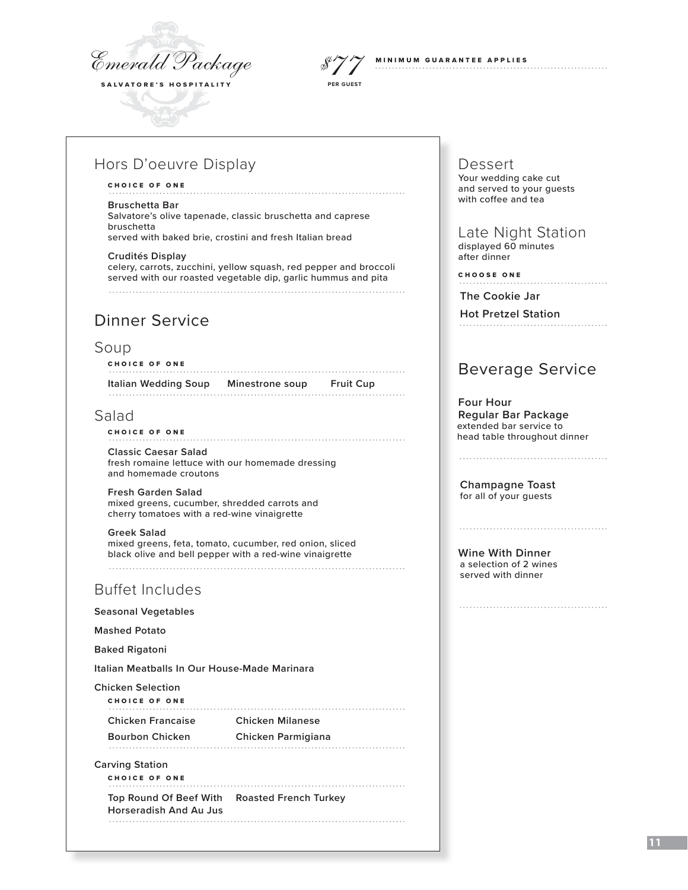# Emerald Package

SALVATORE'S HOSPITALITY

$77 PER GUEST

MINIMUM GUARANTEE APPLIES

## Hors D'oeuvre Display

CHOICE OF ONE

**Bruschetta Bar**
Salvatore's olive tapenade, classic bruschetta and caprese bruschetta
served with baked brie, crostini and fresh Italian bread

**Crudités Display**
celery, carrots, zucchini, yellow squash, red pepper and broccoli served with our roasted vegetable dip, garlic hummus and pita

## Dinner Service

### Soup

CHOICE OF ONE

**Italian Wedding Soup** | **Minestrone soup** | **Fruit Cup**

### Salad

CHOICE OF ONE

**Classic Caesar Salad**
fresh romaine lettuce with our homemade dressing and homemade croutons

**Fresh Garden Salad**
mixed greens, cucumber, shredded carrots and cherry tomatoes with a red-wine vinaigrette

**Greek Salad**
mixed greens, feta, tomato, cucumber, red onion, sliced black olive and bell pepper with a red-wine vinaigrette

### Buffet Includes

**Seasonal Vegetables**

**Mashed Potato**

**Baked Rigatoni**

**Italian Meatballs In Our House-Made Marinara**

**Chicken Selection**

CHOICE OF ONE

- **Chicken Francaise**
- **Chicken Milanese**
- **Bourbon Chicken**
- **Chicken Parmigiana**

**Carving Station**

CHOICE OF ONE

- **Top Round Of Beef With Horseradish And Au Jus**
- **Roasted French Turkey**

## Dessert

Your wedding cake cut and served to your guests with coffee and tea

## Late Night Station

displayed 60 minutes after dinner

CHOOSE ONE

**The Cookie Jar**

**Hot Pretzel Station**

## Beverage Service

**Four Hour Regular Bar Package**
extended bar service to head table throughout dinner

**Champagne Toast**
for all of your guests

**Wine With Dinner**
a selection of 2 wines served with dinner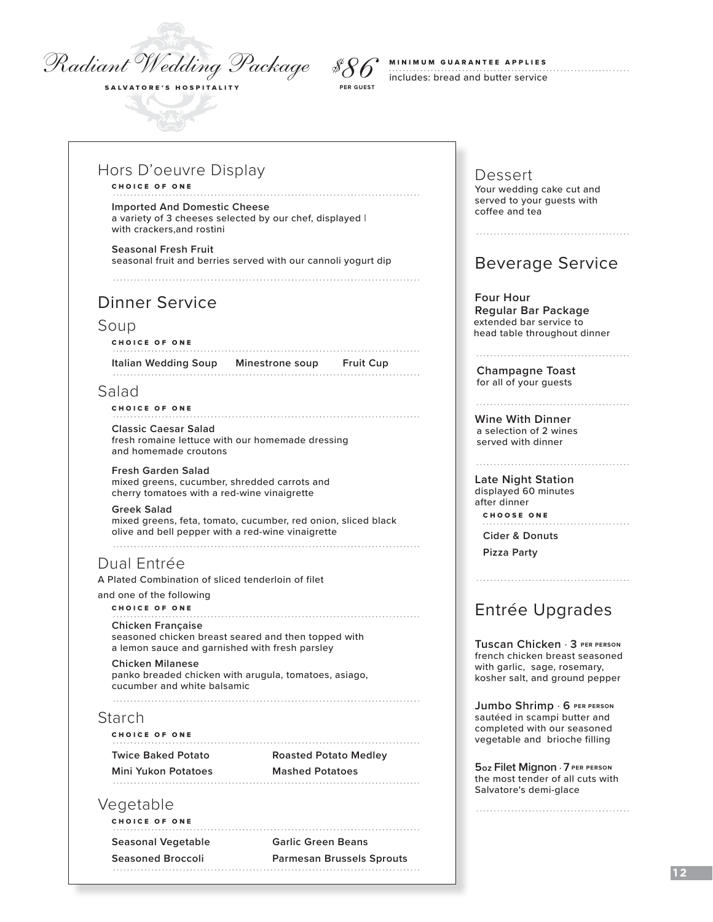# Radiant Wedding Package

**SALVATORE'S HOSPITALITY**

**$86** PER GUEST

**MINIMUM GUARANTEE APPLIES**

includes: bread and butter service

## Hors D'oeuvre Display

**CHOICE OF ONE**

**Imported And Domestic Cheese**
a variety of 3 cheeses selected by our chef, displayed | with crackers,and rostini

**Seasonal Fresh Fruit**
seasonal fruit and berries served with our cannoli yogurt dip

## Dinner Service

### Soup

**CHOICE OF ONE**

**Italian Wedding Soup** **Minestrone soup** **Fruit Cup**

### Salad

**CHOICE OF ONE**

**Classic Caesar Salad**
fresh romaine lettuce with our homemade dressing and homemade croutons

**Fresh Garden Salad**
mixed greens, cucumber, shredded carrots and cherry tomatoes with a red-wine vinaigrette

**Greek Salad**
mixed greens, feta, tomato, cucumber, red onion, sliced black olive and bell pepper with a red-wine vinaigrette

### Dual Entrée

A Plated Combination of sliced tenderloin of filet

and one of the following

**CHOICE OF ONE**

**Chicken Française**
seasoned chicken breast seared and then topped with a lemon sauce and garnished with fresh parsley

**Chicken Milanese**
panko breaded chicken with arugula, tomatoes, asiago, cucumber and white balsamic

### Starch

**CHOICE OF ONE**

**Twice Baked Potato**
**Roasted Potato Medley**
**Mini Yukon Potatoes**
**Mashed Potatoes**

### Vegetable

**CHOICE OF ONE**

**Seasonal Vegetable**
**Garlic Green Beans**
**Seasoned Broccoli**
**Parmesan Brussels Sprouts**

## Dessert

Your wedding cake cut and served to your guests with coffee and tea

## Beverage Service

**Four Hour Regular Bar Package**
extended bar service to head table throughout dinner

**Champagne Toast**
for all of your guests

**Wine With Dinner**
a selection of 2 wines served with dinner

**Late Night Station**
displayed 60 minutes after dinner

**CHOOSE ONE**

**Cider & Donuts**
**Pizza Party**

## Entrée Upgrades

**Tuscan Chicken · 3 PER PERSON**
french chicken breast seasoned with garlic, sage, rosemary, kosher salt, and ground pepper

**Jumbo Shrimp · 6 PER PERSON**
sautéed in scampi butter and completed with our seasoned vegetable and brioche filling

**5oz Filet Mignon · 7 PER PERSON**
the most tender of all cuts with Salvatore's demi-glace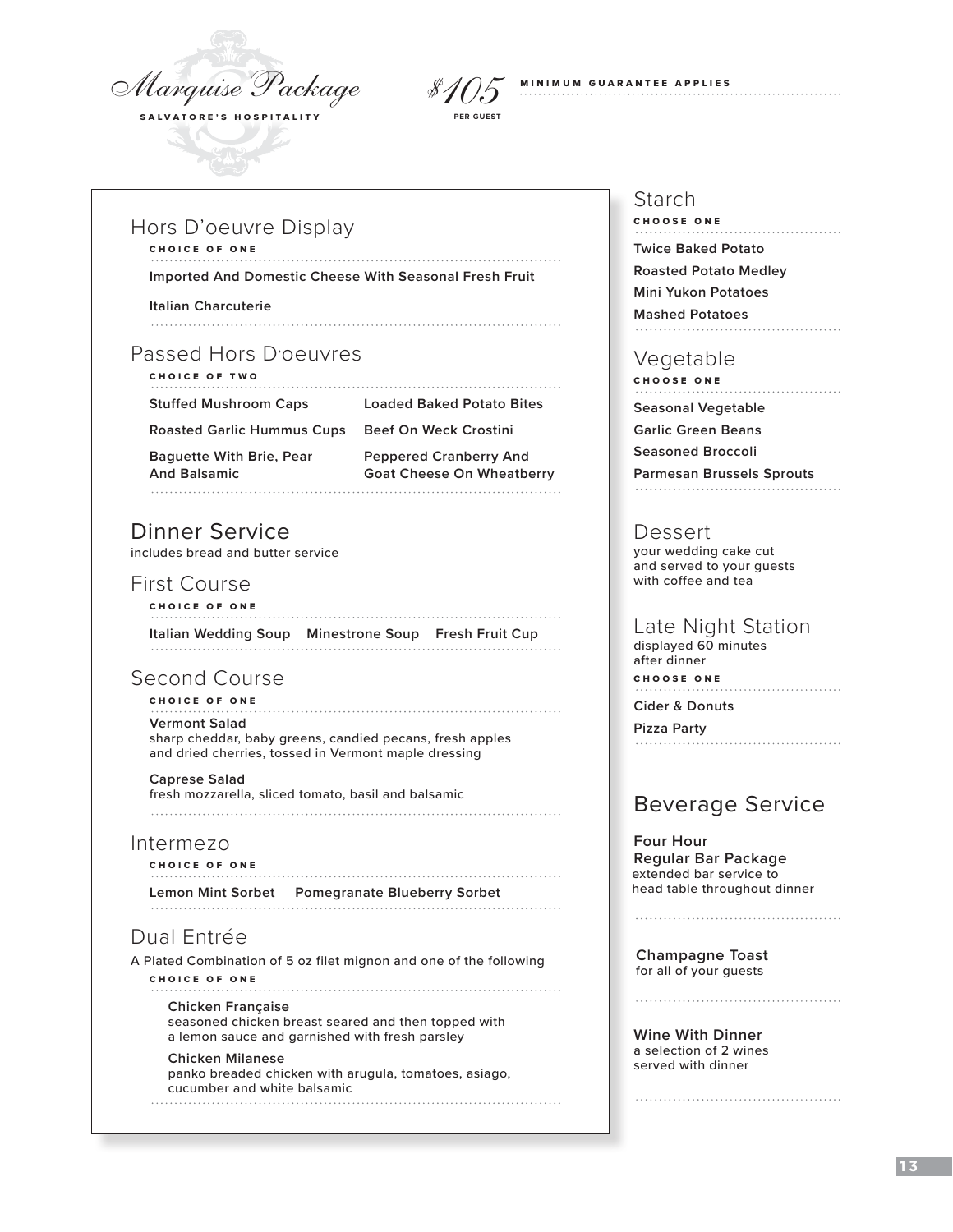# Marquise Package

**SALVATORE'S HOSPITALITY**

*$105* **PER GUEST**

**MINIMUM GUARANTEE APPLIES**

## Hors D'oeuvre Display

**CHOICE OF ONE**

Imported And Domestic Cheese With Seasonal Fresh Fruit

Italian Charcuterie

## Passed Hors D'oeuvres

**CHOICE OF TWO**

Stuffed Mushroom Caps

Loaded Baked Potato Bites

Roasted Garlic Hummus Cups

Beef On Weck Crostini

Baguette With Brie, Pear And Balsamic

Peppered Cranberry And Goat Cheese On Wheatberry

## Dinner Service

includes bread and butter service

### First Course

**CHOICE OF ONE**

Italian Wedding Soup

Minestrone Soup

Fresh Fruit Cup

### Second Course

**CHOICE OF ONE**

**Vermont Salad**
sharp cheddar, baby greens, candied pecans, fresh apples and dried cherries, tossed in Vermont maple dressing

**Caprese Salad**
fresh mozzarella, sliced tomato, basil and balsamic

### Intermezo

**CHOICE OF ONE**

Lemon Mint Sorbet

Pomegranate Blueberry Sorbet

### Dual Entrée

A Plated Combination of 5 oz filet mignon and one of the following

**CHOICE OF ONE**

**Chicken Française**
seasoned chicken breast seared and then topped with a lemon sauce and garnished with fresh parsley

**Chicken Milanese**
panko breaded chicken with arugula, tomatoes, asiago, cucumber and white balsamic

## Starch

**CHOOSE ONE**

Twice Baked Potato

Roasted Potato Medley

Mini Yukon Potatoes

Mashed Potatoes

## Vegetable

**CHOOSE ONE**

Seasonal Vegetable

Garlic Green Beans

Seasoned Broccoli

Parmesan Brussels Sprouts

## Dessert

your wedding cake cut and served to your guests with coffee and tea

## Late Night Station

displayed 60 minutes after dinner

**CHOOSE ONE**

Cider & Donuts

Pizza Party

## Beverage Service

**Four Hour Regular Bar Package**
extended bar service to head table throughout dinner

**Champagne Toast**
for all of your guests

**Wine With Dinner**
a selection of 2 wines served with dinner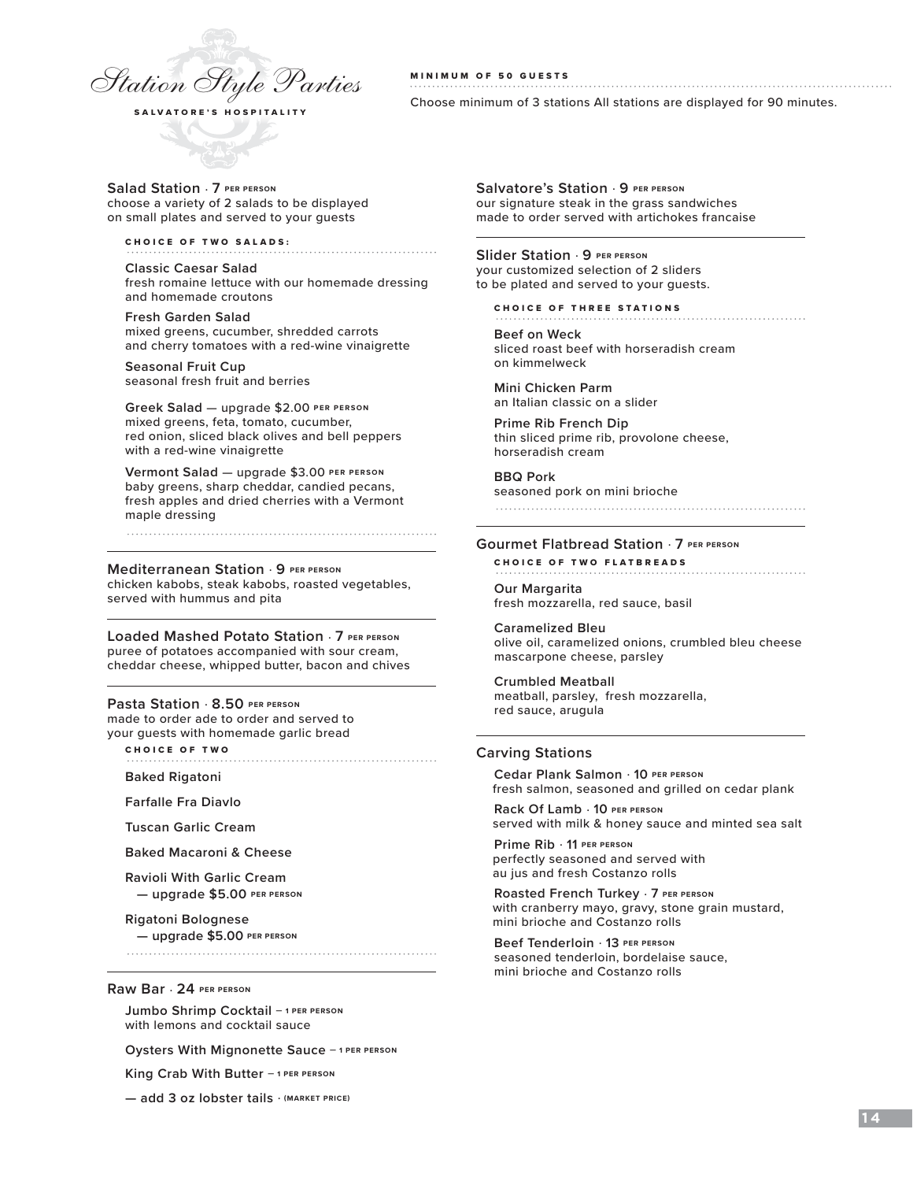# Station Style Parties

**SALVATORE'S HOSPITALITY**

**MINIMUM OF 50 GUESTS**

Choose minimum of 3 stations All stations are displayed for 90 minutes.

## Salad Station · 7 PER PERSON

choose a variety of 2 salads to be displayed on small plates and served to your guests

**CHOICE OF TWO SALADS:**

**Classic Caesar Salad**
fresh romaine lettuce with our homemade dressing and homemade croutons

**Fresh Garden Salad**
mixed greens, cucumber, shredded carrots and cherry tomatoes with a red-wine vinaigrette

**Seasonal Fruit Cup**
seasonal fresh fruit and berries

**Greek Salad** — upgrade $2.00 PER PERSON
mixed greens, feta, tomato, cucumber, red onion, sliced black olives and bell peppers with a red-wine vinaigrette

**Vermont Salad** — upgrade $3.00 PER PERSON
baby greens, sharp cheddar, candied pecans, fresh apples and dried cherries with a Vermont maple dressing

## Mediterranean Station · 9 PER PERSON

chicken kabobs, steak kabobs, roasted vegetables, served with hummus and pita

## Loaded Mashed Potato Station · 7 PER PERSON

puree of potatoes accompanied with sour cream, cheddar cheese, whipped butter, bacon and chives

## Pasta Station · 8.50 PER PERSON

made to order ade to order and served to your guests with homemade garlic bread

**CHOICE OF TWO**

**Baked Rigatoni**

**Farfalle Fra Diavlo**

**Tuscan Garlic Cream**

**Baked Macaroni & Cheese**

**Ravioli With Garlic Cream** — upgrade $5.00 PER PERSON

**Rigatoni Bolognese** — upgrade $5.00 PER PERSON

## Raw Bar · 24 PER PERSON

**Jumbo Shrimp Cocktail** – 1 PER PERSON
with lemons and cocktail sauce

**Oysters With Mignonette Sauce** – 1 PER PERSON

**King Crab With Butter** – 1 PER PERSON

**— add 3 oz lobster tails** · (MARKET PRICE)

## Salvatore's Station · 9 PER PERSON

our signature steak in the grass sandwiches made to order served with artichokes francaise

## Slider Station · 9 PER PERSON

your customized selection of 2 sliders to be plated and served to your guests.

**CHOICE OF THREE STATIONS**

**Beef on Weck**
sliced roast beef with horseradish cream on kimmelweck

**Mini Chicken Parm**
an Italian classic on a slider

**Prime Rib French Dip**
thin sliced prime rib, provolone cheese, horseradish cream

**BBQ Pork**
seasoned pork on mini brioche

## Gourmet Flatbread Station · 7 PER PERSON

**CHOICE OF TWO FLATBREADS**

**Our Margarita**
fresh mozzarella, red sauce, basil

**Caramelized Bleu**
olive oil, caramelized onions, crumbled bleu cheese mascarpone cheese, parsley

**Crumbled Meatball**
meatball, parsley, fresh mozzarella, red sauce, arugula

## Carving Stations

**Cedar Plank Salmon** · 10 PER PERSON
fresh salmon, seasoned and grilled on cedar plank

**Rack Of Lamb** · 10 PER PERSON
served with milk & honey sauce and minted sea salt

**Prime Rib** · 11 PER PERSON
perfectly seasoned and served with au jus and fresh Costanzo rolls

**Roasted French Turkey** · 7 PER PERSON
with cranberry mayo, gravy, stone grain mustard, mini brioche and Costanzo rolls

**Beef Tenderloin** · 13 PER PERSON
seasoned tenderloin, bordelaise sauce, mini brioche and Costanzo rolls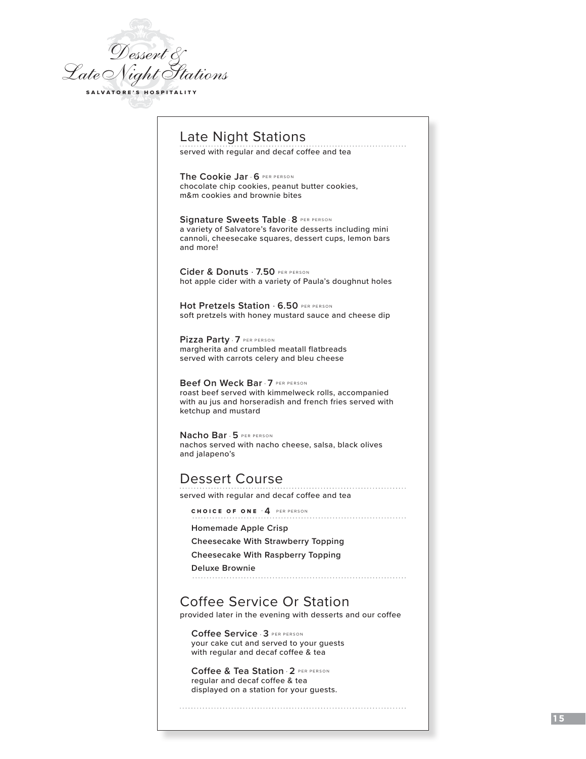# Dessert & Late Night Stations

SALVATORE'S HOSPITALITY

## Late Night Stations

served with regular and decaf coffee and tea

**The Cookie Jar** · **6** PER PERSON
chocolate chip cookies, peanut butter cookies,
m&m cookies and brownie bites

**Signature Sweets Table** · **8** PER PERSON
a variety of Salvatore's favorite desserts including mini cannoli, cheesecake squares, dessert cups, lemon bars and more!

**Cider & Donuts** · **7.50** PER PERSON
hot apple cider with a variety of Paula's doughnut holes

**Hot Pretzels Station** · **6.50** PER PERSON
soft pretzels with honey mustard sauce and cheese dip

**Pizza Party** · **7** PER PERSON
margherita and crumbled meatall flatbreads
served with carrots celery and bleu cheese

**Beef On Weck Bar** · **7** PER PERSON
roast beef served with kimmelweck rolls, accompanied with au jus and horseradish and french fries served with ketchup and mustard

**Nacho Bar** · **5** PER PERSON
nachos served with nacho cheese, salsa, black olives and jalapeno's

## Dessert Course

served with regular and decaf coffee and tea

**CHOICE OF ONE** · **4** PER PERSON

- Homemade Apple Crisp
- Cheesecake With Strawberry Topping
- Cheesecake With Raspberry Topping
- Deluxe Brownie

## Coffee Service Or Station

provided later in the evening with desserts and our coffee

**Coffee Service** · **3** PER PERSON
your cake cut and served to your guests
with regular and decaf coffee & tea

**Coffee & Tea Station** · **2** PER PERSON
regular and decaf coffee & tea
displayed on a station for your guests.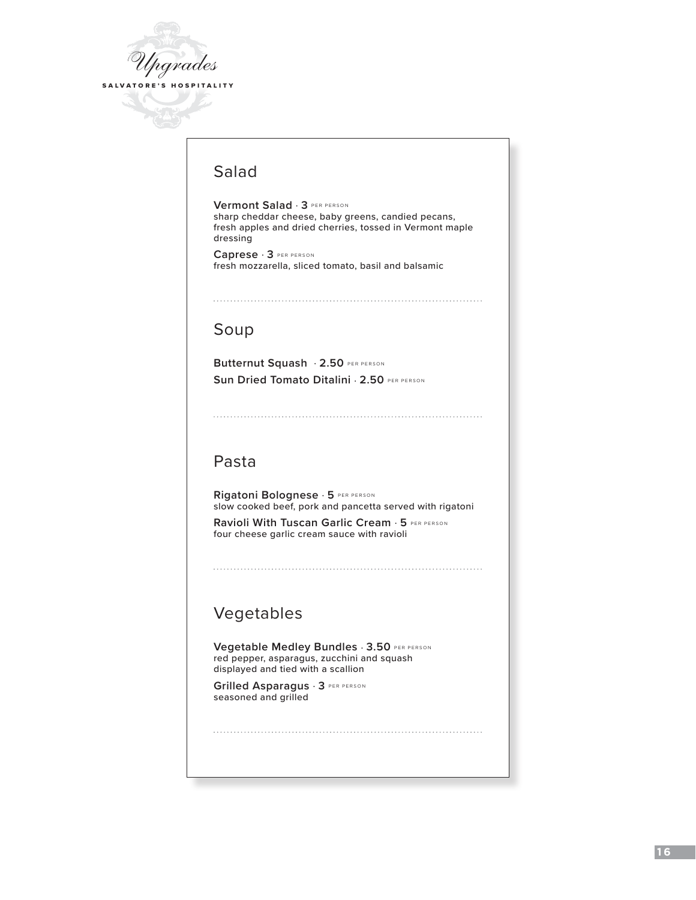# Upgrades

SALVATORE'S HOSPITALITY

## Salad

**Vermont Salad** · **3** PER PERSON
sharp cheddar cheese, baby greens, candied pecans, fresh apples and dried cherries, tossed in Vermont maple dressing

**Caprese** · **3** PER PERSON
fresh mozzarella, sliced tomato, basil and balsamic

## Soup

**Butternut Squash** · **2.50** PER PERSON

**Sun Dried Tomato Ditalini** · **2.50** PER PERSON

## Pasta

**Rigatoni Bolognese** · **5** PER PERSON
slow cooked beef, pork and pancetta served with rigatoni

**Ravioli With Tuscan Garlic Cream** · **5** PER PERSON
four cheese garlic cream sauce with ravioli

## Vegetables

**Vegetable Medley Bundles** · **3.50** PER PERSON
red pepper, asparagus, zucchini and squash displayed and tied with a scallion

**Grilled Asparagus** · **3** PER PERSON
seasoned and grilled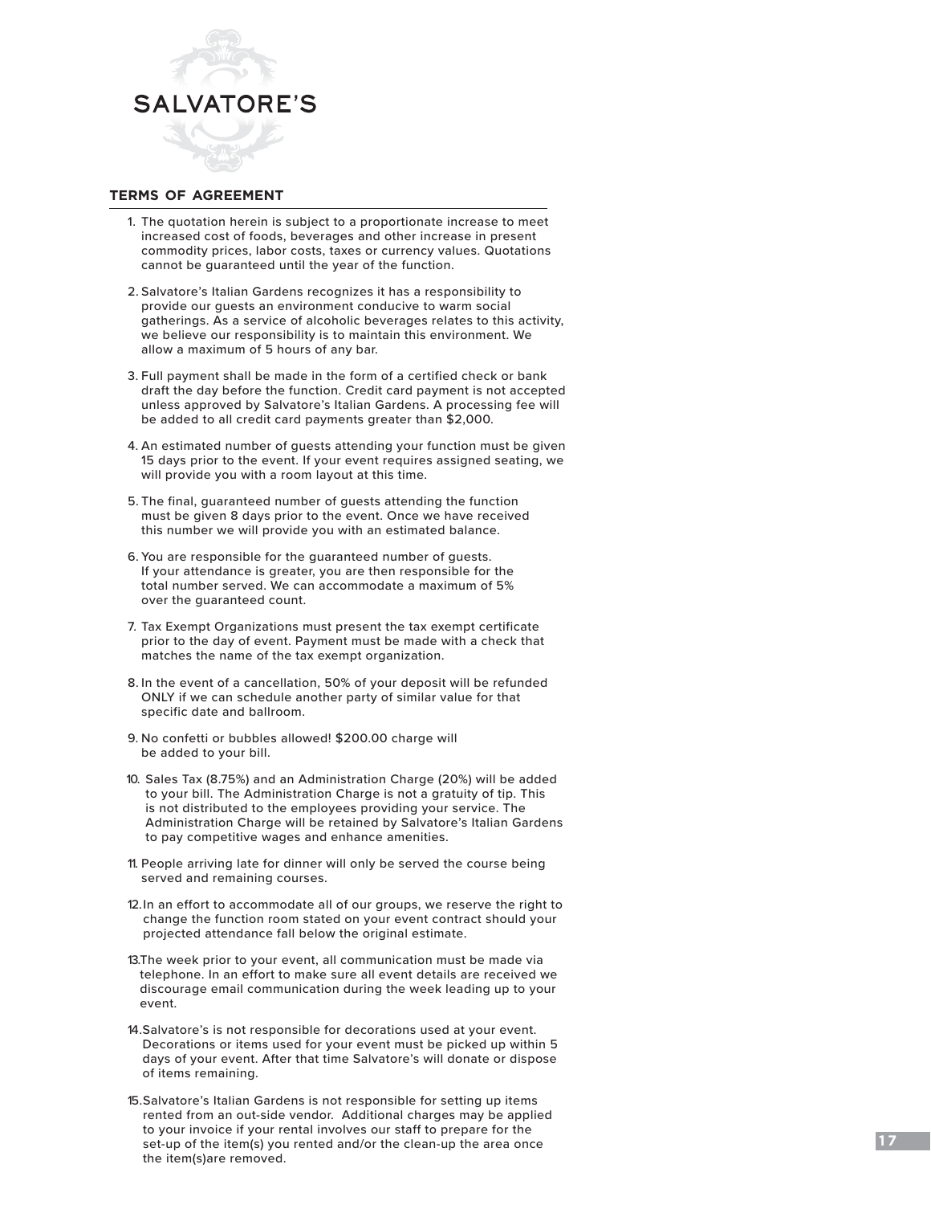# SALVATORE'S

## TERMS OF AGREEMENT

1. The quotation herein is subject to a proportionate increase to meet increased cost of foods, beverages and other increase in present commodity prices, labor costs, taxes or currency values. Quotations cannot be guaranteed until the year of the function.

2. Salvatore's Italian Gardens recognizes it has a responsibility to provide our guests an environment conducive to warm social gatherings. As a service of alcoholic beverages relates to this activity, we believe our responsibility is to maintain this environment. We allow a maximum of 5 hours of any bar.

3. Full payment shall be made in the form of a certified check or bank draft the day before the function. Credit card payment is not accepted unless approved by Salvatore's Italian Gardens. A processing fee will be added to all credit card payments greater than $2,000.

4. An estimated number of guests attending your function must be given 15 days prior to the event. If your event requires assigned seating, we will provide you with a room layout at this time.

5. The final, guaranteed number of guests attending the function must be given 8 days prior to the event. Once we have received this number we will provide you with an estimated balance.

6. You are responsible for the guaranteed number of guests. If your attendance is greater, you are then responsible for the total number served. We can accommodate a maximum of 5% over the guaranteed count.

7. Tax Exempt Organizations must present the tax exempt certificate prior to the day of event. Payment must be made with a check that matches the name of the tax exempt organization.

8. In the event of a cancellation, 50% of your deposit will be refunded ONLY if we can schedule another party of similar value for that specific date and ballroom.

9. No confetti or bubbles allowed! $200.00 charge will be added to your bill.

10. Sales Tax (8.75%) and an Administration Charge (20%) will be added to your bill. The Administration Charge is not a gratuity of tip. This is not distributed to the employees providing your service. The Administration Charge will be retained by Salvatore's Italian Gardens to pay competitive wages and enhance amenities.

11. People arriving late for dinner will only be served the course being served and remaining courses.

12. In an effort to accommodate all of our groups, we reserve the right to change the function room stated on your event contract should your projected attendance fall below the original estimate.

13. The week prior to your event, all communication must be made via telephone. In an effort to make sure all event details are received we discourage email communication during the week leading up to your event.

14. Salvatore's is not responsible for decorations used at your event. Decorations or items used for your event must be picked up within 5 days of your event. After that time Salvatore's will donate or dispose of items remaining.

15. Salvatore's Italian Gardens is not responsible for setting up items rented from an out-side vendor. Additional charges may be applied to your invoice if your rental involves our staff to prepare for the set-up of the item(s) you rented and/or the clean-up the area once the item(s)are removed.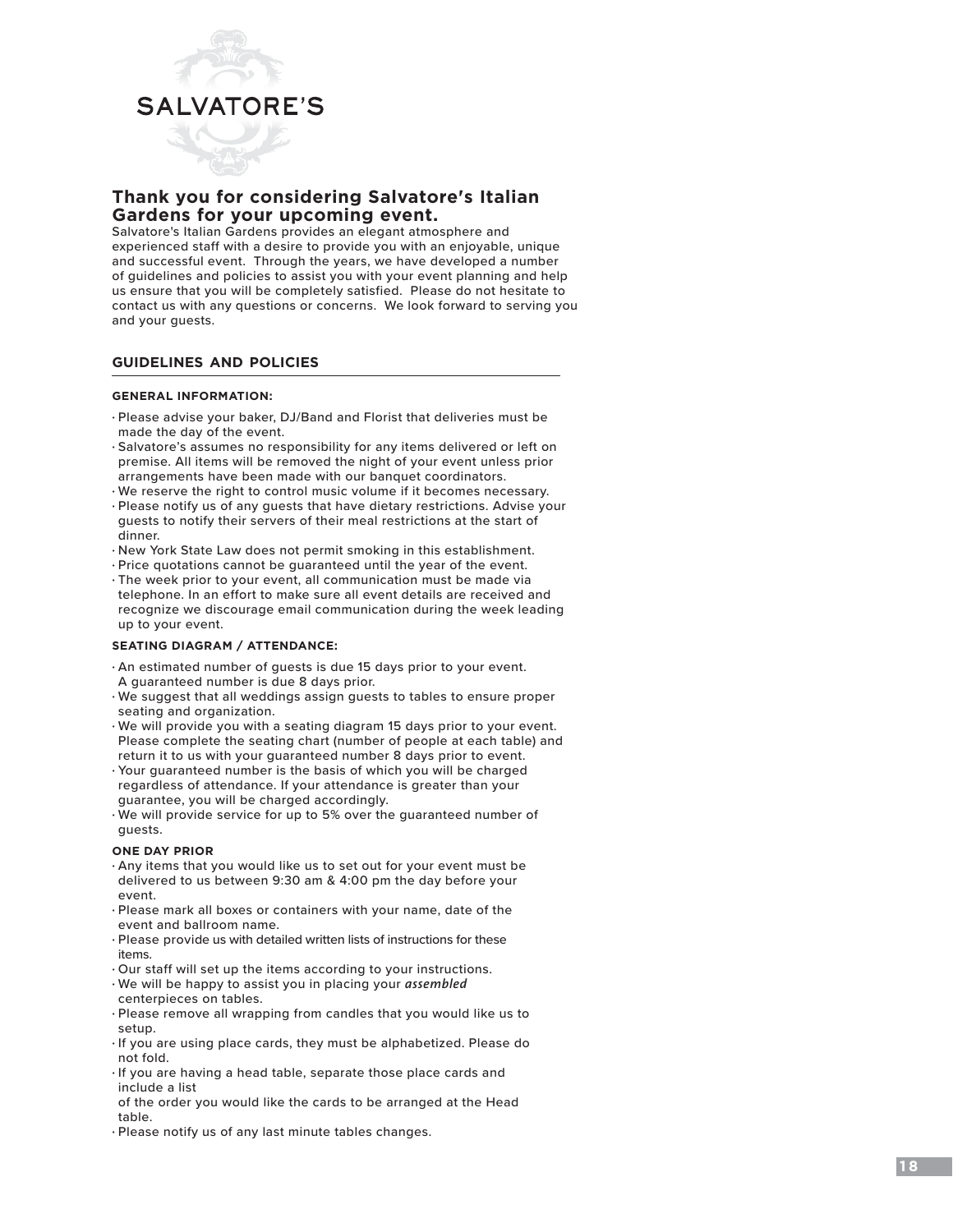SALVATORE'S

## Thank you for considering Salvatore's Italian Gardens for your upcoming event.

Salvatore's Italian Gardens provides an elegant atmosphere and experienced staff with a desire to provide you with an enjoyable, unique and successful event. Through the years, we have developed a number of guidelines and policies to assist you with your event planning and help us ensure that you will be completely satisfied. Please do not hesitate to contact us with any questions or concerns. We look forward to serving you and your guests.

## GUIDELINES AND POLICIES

### GENERAL INFORMATION:

- Please advise your baker, DJ/Band and Florist that deliveries must be made the day of the event.
- Salvatore's assumes no responsibility for any items delivered or left on premise. All items will be removed the night of your event unless prior arrangements have been made with our banquet coordinators.
- We reserve the right to control music volume if it becomes necessary.
- Please notify us of any guests that have dietary restrictions. Advise your guests to notify their servers of their meal restrictions at the start of dinner.
- New York State Law does not permit smoking in this establishment.
- Price quotations cannot be guaranteed until the year of the event.
- The week prior to your event, all communication must be made via telephone. In an effort to make sure all event details are received and recognize we discourage email communication during the week leading up to your event.

### SEATING DIAGRAM / ATTENDANCE:

- An estimated number of guests is due 15 days prior to your event. A guaranteed number is due 8 days prior.
- We suggest that all weddings assign guests to tables to ensure proper seating and organization.
- We will provide you with a seating diagram 15 days prior to your event. Please complete the seating chart (number of people at each table) and return it to us with your guaranteed number 8 days prior to event.
- Your guaranteed number is the basis of which you will be charged regardless of attendance. If your attendance is greater than your guarantee, you will be charged accordingly.
- We will provide service for up to 5% over the guaranteed number of guests.

### ONE DAY PRIOR

- Any items that you would like us to set out for your event must be delivered to us between 9:30 am & 4:00 pm the day before your event.
- Please mark all boxes or containers with your name, date of the event and ballroom name.
- Please provide us with detailed written lists of instructions for these items.
- Our staff will set up the items according to your instructions.
- We will be happy to assist you in placing your ***assembled*** centerpieces on tables.
- Please remove all wrapping from candles that you would like us to setup.
- If you are using place cards, they must be alphabetized. Please do not fold.
- If you are having a head table, separate those place cards and include a list of the order you would like the cards to be arranged at the Head table.
- Please notify us of any last minute tables changes.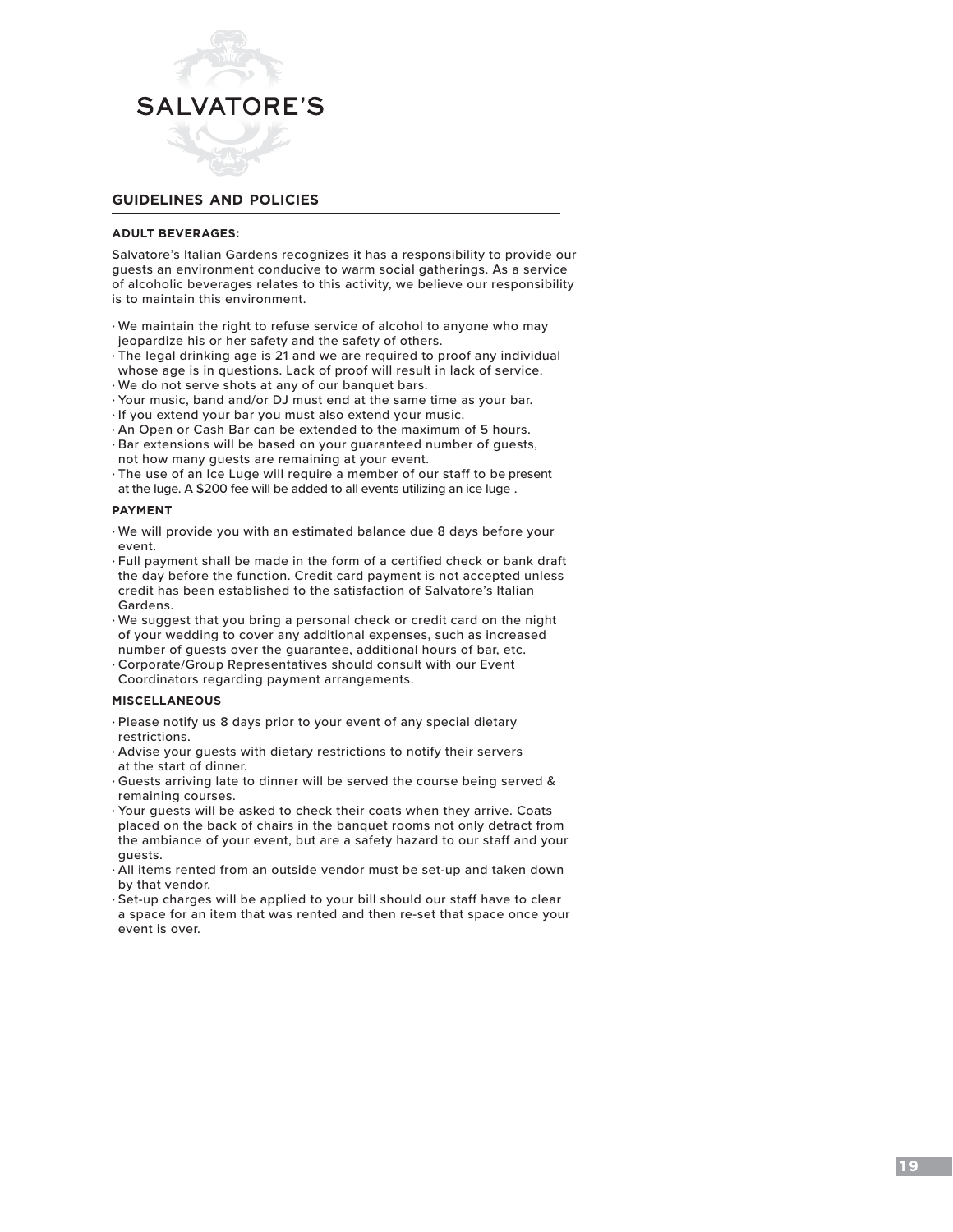SALVATORE'S

## GUIDELINES AND POLICIES

### ADULT BEVERAGES:

Salvatore's Italian Gardens recognizes it has a responsibility to provide our guests an environment conducive to warm social gatherings. As a service of alcoholic beverages relates to this activity, we believe our responsibility is to maintain this environment.

- We maintain the right to refuse service of alcohol to anyone who may jeopardize his or her safety and the safety of others.
- The legal drinking age is 21 and we are required to proof any individual whose age is in questions. Lack of proof will result in lack of service.
- We do not serve shots at any of our banquet bars.
- Your music, band and/or DJ must end at the same time as your bar.
- If you extend your bar you must also extend your music.
- An Open or Cash Bar can be extended to the maximum of 5 hours.
- Bar extensions will be based on your guaranteed number of guests, not how many guests are remaining at your event.
- The use of an Ice Luge will require a member of our staff to be present at the luge. A $200 fee will be added to all events utilizing an ice luge .

### PAYMENT

- We will provide you with an estimated balance due 8 days before your event.
- Full payment shall be made in the form of a certified check or bank draft the day before the function. Credit card payment is not accepted unless credit has been established to the satisfaction of Salvatore's Italian Gardens.
- We suggest that you bring a personal check or credit card on the night of your wedding to cover any additional expenses, such as increased number of guests over the guarantee, additional hours of bar, etc.
- Corporate/Group Representatives should consult with our Event Coordinators regarding payment arrangements.

### MISCELLANEOUS

- Please notify us 8 days prior to your event of any special dietary restrictions.
- Advise your guests with dietary restrictions to notify their servers at the start of dinner.
- Guests arriving late to dinner will be served the course being served & remaining courses.
- Your guests will be asked to check their coats when they arrive. Coats placed on the back of chairs in the banquet rooms not only detract from the ambiance of your event, but are a safety hazard to our staff and your guests.
- All items rented from an outside vendor must be set-up and taken down by that vendor.
- Set-up charges will be applied to your bill should our staff have to clear a space for an item that was rented and then re-set that space once your event is over.